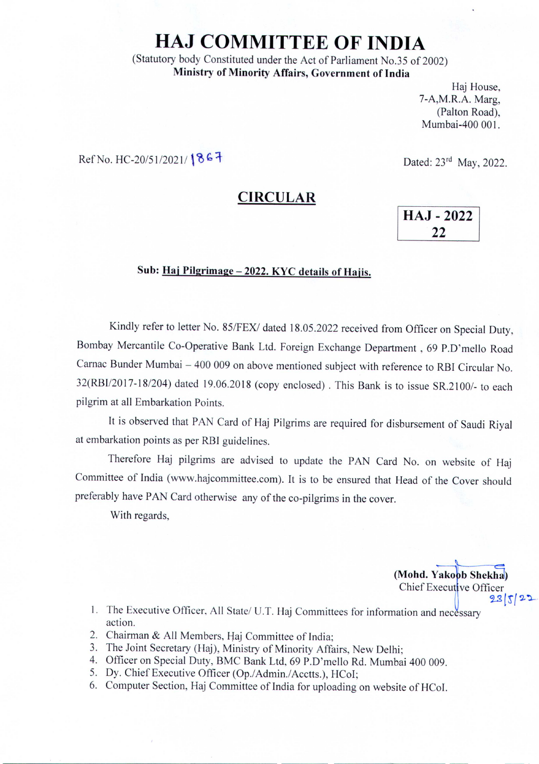# HAJ COMMITTEE OF INDIA

(Statutory body Constituted under the Act of Parliament No.35 of 2002)
**Ministry of Minority Affairs, Government of India**

Haj House,
7-A,M.R.A. Marg,
(Palton Road),
Mumbai-400 001.

Ref No. HC-20/51/2021/ 1867

Dated: 23rd May, 2022.

## CIRCULAR

| HAJ - 2022 |
|---|
| 22 |

**Sub: Haj Pilgrimage – 2022. KYC details of Hajis.**

Kindly refer to letter No. 85/FEX/ dated 18.05.2022 received from Officer on Special Duty, Bombay Mercantile Co-Operative Bank Ltd. Foreign Exchange Department , 69 P.D'mello Road Carnac Bunder Mumbai – 400 009 on above mentioned subject with reference to RBI Circular No. 32(RBI/2017-18/204) dated 19.06.2018 (copy enclosed) . This Bank is to issue SR.2100/- to each pilgrim at all Embarkation Points.

It is observed that PAN Card of Haj Pilgrims are required for disbursement of Saudi Riyal at embarkation points as per RBI guidelines.

Therefore Haj pilgrims are advised to update the PAN Card No. on website of Haj Committee of India (www.hajcommittee.com). It is to be ensured that Head of the Cover should preferably have PAN Card otherwise any of the co-pilgrims in the cover.

With regards,

**(Mohd. Yakoob Shekha)**
Chief Executive Officer
23/5/22

1. The Executive Officer, All State/ U.T. Haj Committees for information and necessary action.
2. Chairman & All Members, Haj Committee of India;
3. The Joint Secretary (Haj), Ministry of Minority Affairs, New Delhi;
4. Officer on Special Duty, BMC Bank Ltd, 69 P.D'mello Rd. Mumbai 400 009.
5. Dy. Chief Executive Officer (Op./Admin./Acctts.), HCoI;
6. Computer Section, Haj Committee of India for uploading on website of HCoI.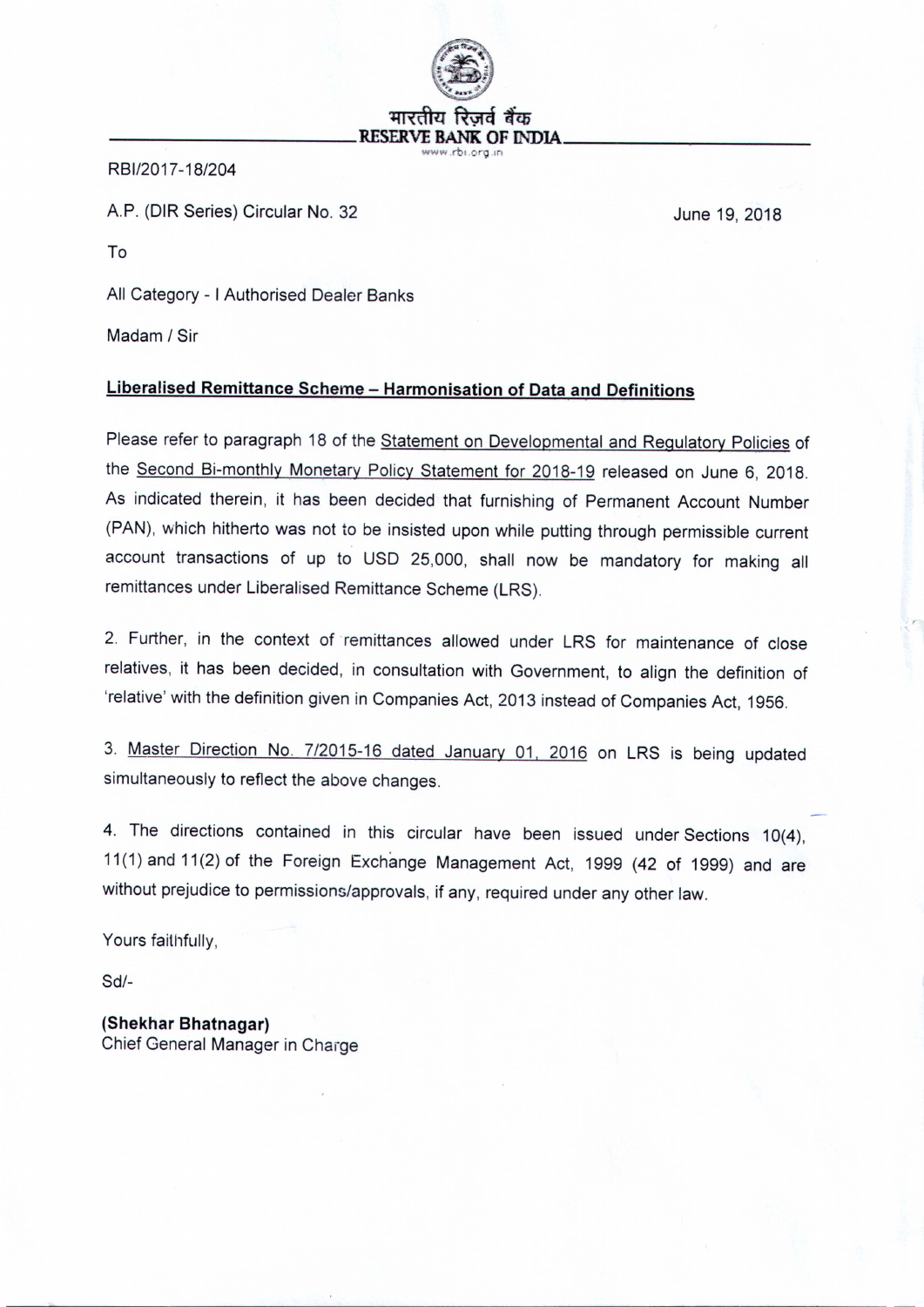भारतीय रिज़र्व बैंक
RESERVE BANK OF INDIA
www.rbi.org.in

RBI/2017-18/204

A.P. (DIR Series) Circular No. 32

June 19, 2018

To

All Category - I Authorised Dealer Banks

Madam / Sir

## Liberalised Remittance Scheme – Harmonisation of Data and Definitions

Please refer to paragraph 18 of the Statement on Developmental and Regulatory Policies of the Second Bi-monthly Monetary Policy Statement for 2018-19 released on June 6, 2018. As indicated therein, it has been decided that furnishing of Permanent Account Number (PAN), which hitherto was not to be insisted upon while putting through permissible current account transactions of up to USD 25,000, shall now be mandatory for making all remittances under Liberalised Remittance Scheme (LRS).

2. Further, in the context of remittances allowed under LRS for maintenance of close relatives, it has been decided, in consultation with Government, to align the definition of 'relative' with the definition given in Companies Act, 2013 instead of Companies Act, 1956.

3. Master Direction No. 7/2015-16 dated January 01, 2016 on LRS is being updated simultaneously to reflect the above changes.

4. The directions contained in this circular have been issued under Sections 10(4), 11(1) and 11(2) of the Foreign Exchange Management Act, 1999 (42 of 1999) and are without prejudice to permissions/approvals, if any, required under any other law.

Yours faithfully,

Sd/-

**(Shekhar Bhatnagar)**
Chief General Manager in Charge